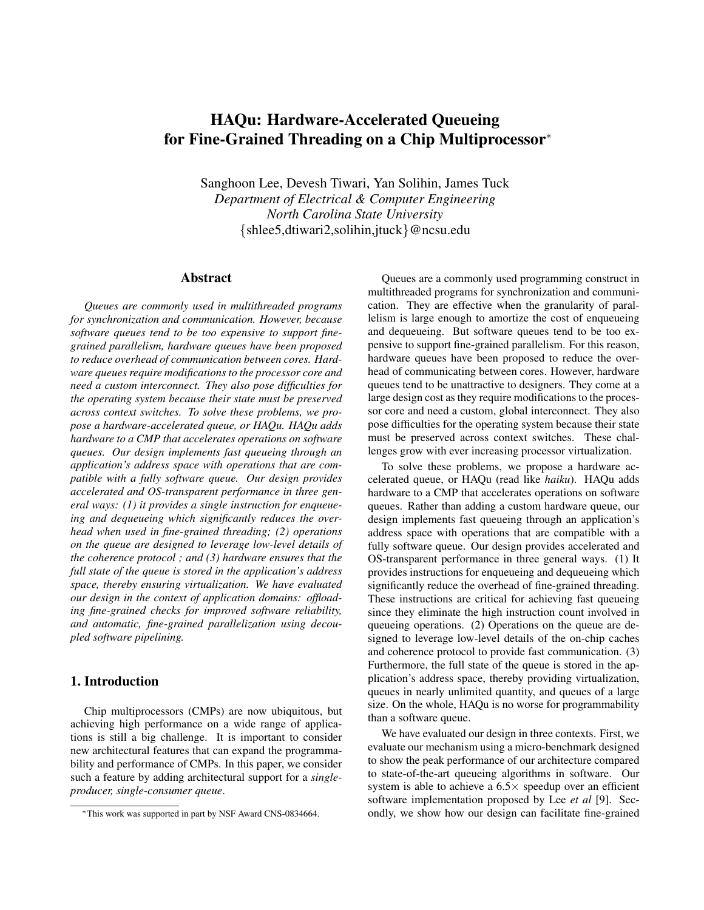# HAQu: Hardware-Accelerated Queueing for Fine-Grained Threading on a Chip Multiprocessor[*]

Sanghoon Lee, Devesh Tiwari, Yan Solihin, James Tuck
*Department of Electrical & Computer Engineering*
*North Carolina State University*
{shlee5,dtiwari2,solihin,jtuck}@ncsu.edu

## Abstract

*Queues are commonly used in multithreaded programs for synchronization and communication. However, because software queues tend to be too expensive to support fine-grained parallelism, hardware queues have been proposed to reduce overhead of communication between cores. Hardware queues require modifications to the processor core and need a custom interconnect. They also pose difficulties for the operating system because their state must be preserved across context switches. To solve these problems, we propose a hardware-accelerated queue, or HAQu. HAQu adds hardware to a CMP that accelerates operations on software queues. Our design implements fast queueing through an application's address space with operations that are compatible with a fully software queue. Our design provides accelerated and OS-transparent performance in three general ways: (1) it provides a single instruction for enqueueing and dequeueing which significantly reduces the overhead when used in fine-grained threading; (2) operations on the queue are designed to leverage low-level details of the coherence protocol ; and (3) hardware ensures that the full state of the queue is stored in the application's address space, thereby ensuring virtualization. We have evaluated our design in the context of application domains: offloading fine-grained checks for improved software reliability, and automatic, fine-grained parallelization using decoupled software pipelining.*

## 1. Introduction

Chip multiprocessors (CMPs) are now ubiquitous, but achieving high performance on a wide range of applications is still a big challenge. It is important to consider new architectural features that can expand the programmability and performance of CMPs. In this paper, we consider such a feature by adding architectural support for a *single-producer, single-consumer queue*.

Queues are a commonly used programming construct in multithreaded programs for synchronization and communication. They are effective when the granularity of parallelism is large enough to amortize the cost of enqueueing and dequeueing. But software queues tend to be too expensive to support fine-grained parallelism. For this reason, hardware queues have been proposed to reduce the overhead of communicating between cores. However, hardware queues tend to be unattractive to designers. They come at a large design cost as they require modifications to the processor core and need a custom, global interconnect. They also pose difficulties for the operating system because their state must be preserved across context switches. These challenges grow with ever increasing processor virtualization.

To solve these problems, we propose a hardware accelerated queue, or HAQu (read like *haiku*). HAQu adds hardware to a CMP that accelerates operations on software queues. Rather than adding a custom hardware queue, our design implements fast queueing through an application's address space with operations that are compatible with a fully software queue. Our design provides accelerated and OS-transparent performance in three general ways. (1) It provides instructions for enqueueing and dequeueing which significantly reduce the overhead of fine-grained threading. These instructions are critical for achieving fast queueing since they eliminate the high instruction count involved in queueing operations. (2) Operations on the queue are designed to leverage low-level details of the on-chip caches and coherence protocol to provide fast communication. (3) Furthermore, the full state of the queue is stored in the application's address space, thereby providing virtualization, queues in nearly unlimited quantity, and queues of a large size. On the whole, HAQu is no worse for programmability than a software queue.

We have evaluated our design in three contexts. First, we evaluate our mechanism using a micro-benchmark designed to show the peak performance of our architecture compared to state-of-the-art queueing algorithms in software. Our system is able to achieve a 6.5× speedup over an efficient software implementation proposed by Lee *et al* [9]. Secondly, we show how our design can facilitate fine-grained

[*] This work was supported in part by NSF Award CNS-0834664.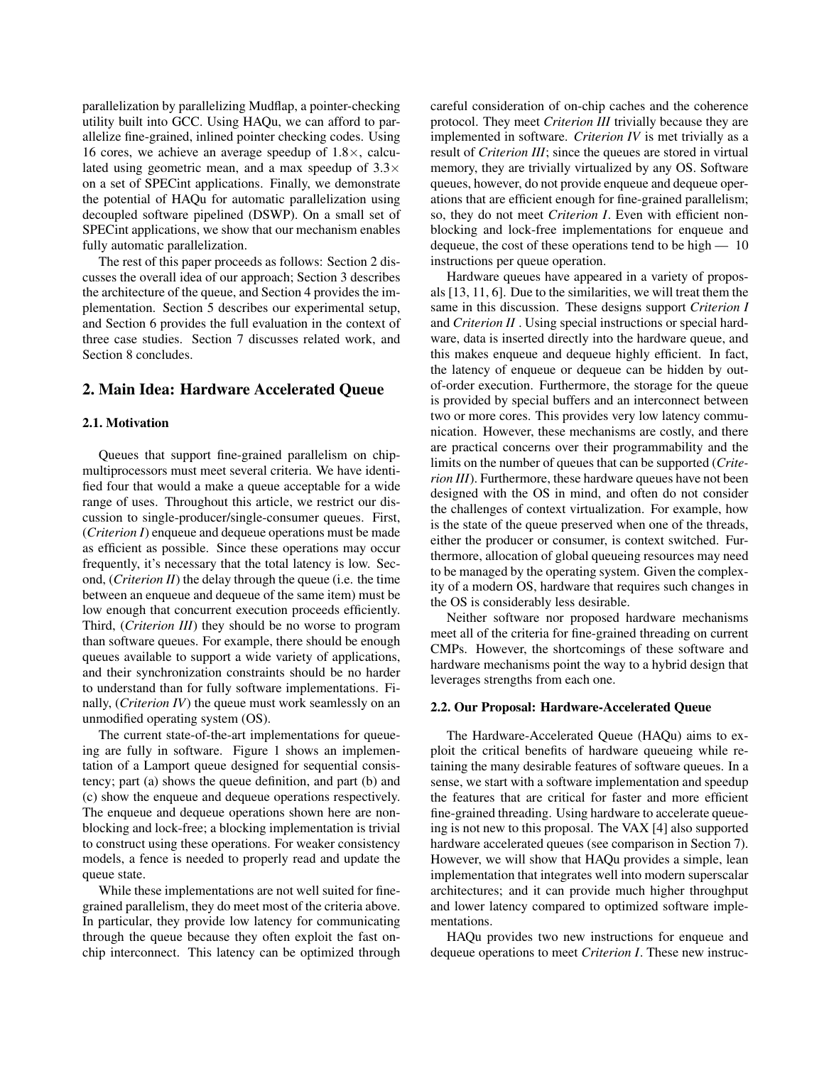parallelization by parallelizing Mudflap, a pointer-checking utility built into GCC. Using HAQu, we can afford to parallelize fine-grained, inlined pointer checking codes. Using 16 cores, we achieve an average speedup of 1.8×, calculated using geometric mean, and a max speedup of 3.3× on a set of SPECint applications. Finally, we demonstrate the potential of HAQu for automatic parallelization using decoupled software pipelined (DSWP). On a small set of SPECint applications, we show that our mechanism enables fully automatic parallelization.

The rest of this paper proceeds as follows: Section 2 discusses the overall idea of our approach; Section 3 describes the architecture of the queue, and Section 4 provides the implementation. Section 5 describes our experimental setup, and Section 6 provides the full evaluation in the context of three case studies. Section 7 discusses related work, and Section 8 concludes.

## 2. Main Idea: Hardware Accelerated Queue

### 2.1. Motivation

Queues that support fine-grained parallelism on chip-multiprocessors must meet several criteria. We have identified four that would a make a queue acceptable for a wide range of uses. Throughout this article, we restrict our discussion to single-producer/single-consumer queues. First, (*Criterion I*) enqueue and dequeue operations must be made as efficient as possible. Since these operations may occur frequently, it's necessary that the total latency is low. Second, (*Criterion II*) the delay through the queue (i.e. the time between an enqueue and dequeue of the same item) must be low enough that concurrent execution proceeds efficiently. Third, (*Criterion III*) they should be no worse to program than software queues. For example, there should be enough queues available to support a wide variety of applications, and their synchronization constraints should be no harder to understand than for fully software implementations. Finally, (*Criterion IV*) the queue must work seamlessly on an unmodified operating system (OS).

The current state-of-the-art implementations for queueing are fully in software. Figure 1 shows an implementation of a Lamport queue designed for sequential consistency; part (a) shows the queue definition, and part (b) and (c) show the enqueue and dequeue operations respectively. The enqueue and dequeue operations shown here are non-blocking and lock-free; a blocking implementation is trivial to construct using these operations. For weaker consistency models, a fence is needed to properly read and update the queue state.

While these implementations are not well suited for fine-grained parallelism, they do meet most of the criteria above. In particular, they provide low latency for communicating through the queue because they often exploit the fast on-chip interconnect. This latency can be optimized through careful consideration of on-chip caches and the coherence protocol. They meet *Criterion III* trivially because they are implemented in software. *Criterion IV* is met trivially as a result of *Criterion III*; since the queues are stored in virtual memory, they are trivially virtualized by any OS. Software queues, however, do not provide enqueue and dequeue operations that are efficient enough for fine-grained parallelism; so, they do not meet *Criterion I*. Even with efficient non-blocking and lock-free implementations for enqueue and dequeue, the cost of these operations tend to be high — 10 instructions per queue operation.

Hardware queues have appeared in a variety of proposals [13, 11, 6]. Due to the similarities, we will treat them the same in this discussion. These designs support *Criterion I* and *Criterion II* . Using special instructions or special hardware, data is inserted directly into the hardware queue, and this makes enqueue and dequeue highly efficient. In fact, the latency of enqueue or dequeue can be hidden by out-of-order execution. Furthermore, the storage for the queue is provided by special buffers and an interconnect between two or more cores. This provides very low latency communication. However, these mechanisms are costly, and there are practical concerns over their programmability and the limits on the number of queues that can be supported (*Criterion III*). Furthermore, these hardware queues have not been designed with the OS in mind, and often do not consider the challenges of context virtualization. For example, how is the state of the queue preserved when one of the threads, either the producer or consumer, is context switched. Furthermore, allocation of global queueing resources may need to be managed by the operating system. Given the complexity of a modern OS, hardware that requires such changes in the OS is considerably less desirable.

Neither software nor proposed hardware mechanisms meet all of the criteria for fine-grained threading on current CMPs. However, the shortcomings of these software and hardware mechanisms point the way to a hybrid design that leverages strengths from each one.

### 2.2. Our Proposal: Hardware-Accelerated Queue

The Hardware-Accelerated Queue (HAQu) aims to exploit the critical benefits of hardware queueing while retaining the many desirable features of software queues. In a sense, we start with a software implementation and speedup the features that are critical for faster and more efficient fine-grained threading. Using hardware to accelerate queueing is not new to this proposal. The VAX [4] also supported hardware accelerated queues (see comparison in Section 7). However, we will show that HAQu provides a simple, lean implementation that integrates well into modern superscalar architectures; and it can provide much higher throughput and lower latency compared to optimized software implementations.

HAQu provides two new instructions for enqueue and dequeue operations to meet *Criterion I*. These new instruc-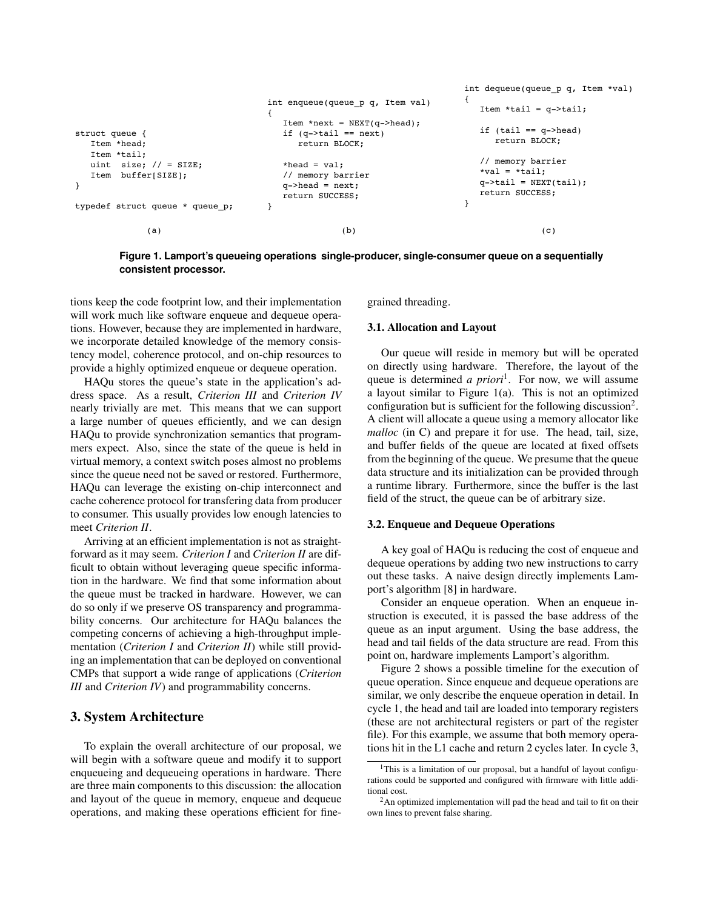```
struct queue {
   Item *head;
   Item *tail;
   uint  size; // = SIZE;
   Item  buffer[SIZE];
}

typedef struct queue * queue_p;
```

(a)

```
int enqueue(queue_p q, Item val)
{
   Item *next = NEXT(q->head);
   if (q->tail == next)
      return BLOCK;

   *head = val;
   // memory barrier
   q->head = next;
   return SUCCESS;
}
```

(b)

```
int dequeue(queue_p q, Item *val)
{
   Item *tail = q->tail;

   if (tail == q->head)
      return BLOCK;

   // memory barrier
   *val = *tail;
   q->tail = NEXT(tail);
   return SUCCESS;
}
```

(c)

**Figure 1. Lamport's queueing operations single-producer, single-consumer queue on a sequentially consistent processor.**

tions keep the code footprint low, and their implementation will work much like software enqueue and dequeue operations. However, because they are implemented in hardware, we incorporate detailed knowledge of the memory consistency model, coherence protocol, and on-chip resources to provide a highly optimized enqueue or dequeue operation.

HAQu stores the queue's state in the application's address space. As a result, *Criterion III* and *Criterion IV* nearly trivially are met. This means that we can support a large number of queues efficiently, and we can design HAQu to provide synchronization semantics that programmers expect. Also, since the state of the queue is held in virtual memory, a context switch poses almost no problems since the queue need not be saved or restored. Furthermore, HAQu can leverage the existing on-chip interconnect and cache coherence protocol for transfering data from producer to consumer. This usually provides low enough latencies to meet *Criterion II*.

Arriving at an efficient implementation is not as straightforward as it may seem. *Criterion I* and *Criterion II* are difficult to obtain without leveraging queue specific information in the hardware. We find that some information about the queue must be tracked in hardware. However, we can do so only if we preserve OS transparency and programmability concerns. Our architecture for HAQu balances the competing concerns of achieving a high-throughput implementation (*Criterion I* and *Criterion II*) while still providing an implementation that can be deployed on conventional CMPs that support a wide range of applications (*Criterion III* and *Criterion IV*) and programmability concerns.

## 3. System Architecture

To explain the overall architecture of our proposal, we will begin with a software queue and modify it to support enqueueing and dequeueing operations in hardware. There are three main components to this discussion: the allocation and layout of the queue in memory, enqueue and dequeue operations, and making these operations efficient for fine-grained threading.

### 3.1. Allocation and Layout

Our queue will reside in memory but will be operated on directly using hardware. Therefore, the layout of the queue is determined *a priori*[1]. For now, we will assume a layout similar to Figure 1(a). This is not an optimized configuration but is sufficient for the following discussion[2]. A client will allocate a queue using a memory allocator like *malloc* (in C) and prepare it for use. The head, tail, size, and buffer fields of the queue are located at fixed offsets from the beginning of the queue. We presume that the queue data structure and its initialization can be provided through a runtime library. Furthermore, since the buffer is the last field of the struct, the queue can be of arbitrary size.

### 3.2. Enqueue and Dequeue Operations

A key goal of HAQu is reducing the cost of enqueue and dequeue operations by adding two new instructions to carry out these tasks. A naive design directly implements Lamport's algorithm [8] in hardware.

Consider an enqueue operation. When an enqueue instruction is executed, it is passed the base address of the queue as an input argument. Using the base address, the head and tail fields of the data structure are read. From this point on, hardware implements Lamport's algorithm.

Figure 2 shows a possible timeline for the execution of queue operation. Since enqueue and dequeue operations are similar, we only describe the enqueue operation in detail. In cycle 1, the head and tail are loaded into temporary registers (these are not architectural registers or part of the register file). For this example, we assume that both memory operations hit in the L1 cache and return 2 cycles later. In cycle 3,

[1] This is a limitation of our proposal, but a handful of layout configurations could be supported and configured with firmware with little additional cost.

[2] An optimized implementation will pad the head and tail to fit on their own lines to prevent false sharing.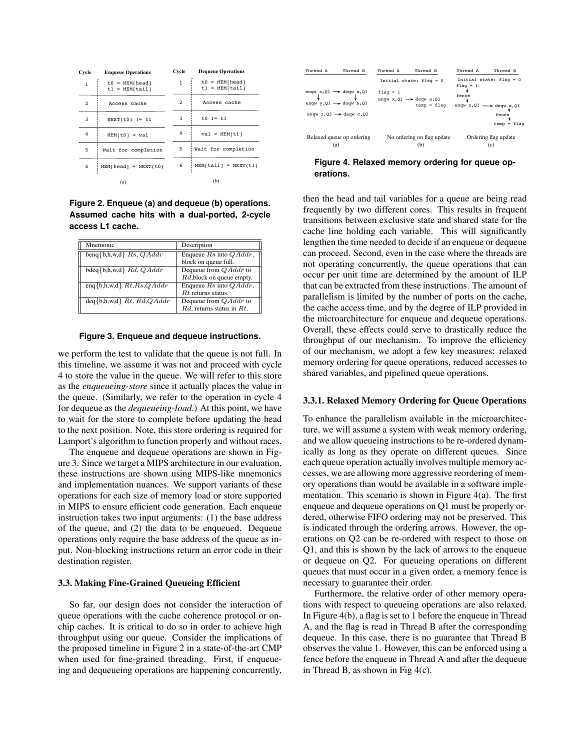| Cycle | Enqueue Operations | Cycle | Dequeue Operations |
|---|---|---|---|
| 1 | t0 = MEM[head] t1 = MEM[tail] | 1 | t0 = MEM[head] t1 = MEM[tail] |
| 2 | Access cache | 2 | Access cache |
| 3 | NEXT(t0) != t1 | 3 | t0 != t1 |
| 4 | MEM[t0] = val | 4 | val = MEM[t1] |
| 5 | Wait for completion | 5 | Wait for completion |
| 6 | MEM[head] = NEXT(t0) | 6 | MEM[tail] = NEXT(t1) |
| | (a) | | (b) |

**Figure 2. Enqueue (a) and dequeue (b) operations. Assumed cache hits with a dual-ported, 2-cycle access L1 cache.**

| Mnemonic | Description |
|---|---|
| benq{b,h,w,d} $Rs, QAddr$ | Enqueue $Rs$ into $QAddr$, block on queue full. |
| bdeq{b,h,w,d} $Rd, QAddr$ | Dequeue from $QAddr$ to $Rd$,block on queue empty. |
| enq{b,h,w,d} $Rt$,$Rs$,$QAddr$ | Enqueue $Rs$ into $QAddr$, $Rt$ returns status. |
| deq{b,h,w,d} $Rt$, $Rd$,$QAddr$ | Dequeue from $QAddr$ to $Rd$, returns status in $Rt$. |

**Figure 3. Enqueue and dequeue instructions.**

we perform the test to validate that the queue is not full. In this timeline, we assume it was not and proceed with cycle 4 to store the value in the queue. We will refer to this store as the *enqueueing-store* since it actually places the value in the queue. (Similarly, we refer to the operation in cycle 4 for dequeue as the *dequeueing-load*.) At this point, we have to wait for the store to complete before updating the head to the next position. Note, this store ordering is required for Lamport's algorithm to function properly and without races.

The enqueue and dequeue operations are shown in Figure 3. Since we target a MIPS architecture in our evaluation, these instructions are shown using MIPS-like mnemonics and implementation nuances. We support variants of these operations for each size of memory load or store supported in MIPS to ensure efficient code generation. Each enqueue instruction takes two input arguments: (1) the base address of the queue, and (2) the data to be enqueued. Dequeue operations only require the base address of the queue as input. Non-blocking instructions return an error code in their destination register.

### 3.3. Making Fine-Grained Queueing Efficient

So far, our design does not consider the interaction of queue operations with the cache coherence protocol or on-chip caches. It is critical to do so in order to achieve high throughput using our queue. Consider the implications of the proposed timeline in Figure 2 in a state-of-the-art CMP when used for fine-grained threading. First, if enqueueing and dequeueing operations are happening concurrently, then the head and tail variables for a queue are being read frequently by two different cores. This results in frequent transitions between exclusive state and shared state for the cache line holding each variable. This will significantly lengthen the time needed to decide if an enqueue or dequeue can proceed. Second, even in the case where the threads are not operating concurrently, the queue operations that can occur per unit time are determined by the amount of ILP that can be extracted from these instructions. The amount of parallelism is limited by the number of ports on the cache, the cache access time, and by the degree of ILP provided in the microarchitecture for enqueue and dequeue operations. Overall, these effects could serve to drastically reduce the throughput of our mechanism. To improve the efficiency of our mechanism, we adopt a few key measures: relaxed memory ordering for queue operations, reduced accesses to shared variables, and pipelined queue operations.

```
(a) Relaxed queue op ordering
Thread A            Thread B
enqw x,Q1   -->   deqw a,Q1
enqw y,Q1   -->   deqw b,Q1
enqw z,Q2   -->   deqw c,Q2

(b) No ordering on flag update
Thread A            Thread B
Initial state: flag = 0
flag = 1
enqw x,Q1   -->   deqw a,Q1
                  temp = flag

(c) Ordering flag update
Thread A            Thread B
Initial state: flag = 0
flag = 1
fence
enqw x,Q1   -->   deqw a,Q1
                  fence
                  temp = flag
```

**Figure 4. Relaxed memory ordering for queue operations.**

#### 3.3.1. Relaxed Memory Ordering for Queue Operations

To enhance the parallelism available in the microarchitecture, we will assume a system with weak memory ordering, and we allow queueing instructions to be re-ordered dynamically as long as they operate on different queues. Since each queue operation actually involves multiple memory accesses, we are allowing more aggressive reordering of memory operations than would be available in a software implementation. This scenario is shown in Figure 4(a). The first enqueue and dequeue operations on Q1 must be properly ordered, otherwise FIFO ordering may not be preserved. This is indicated through the ordering arrows. However, the operations on Q2 can be re-ordered with respect to those on Q1, and this is shown by the lack of arrows to the enqueue or dequeue on Q2. For queueing operations on different queues that must occur in a given order, a memory fence is necessary to guarantee their order.

Furthermore, the relative order of other memory operations with respect to queueing operations are also relaxed. In Figure 4(b), a flag is set to 1 before the enqueue in Thread A, and the flag is read in Thread B after the corresponding dequeue. In this case, there is no guarantee that Thread B observes the value 1. However, this can be enforced using a fence before the enqueue in Thread A and after the dequeue in Thread B, as shown in Fig 4(c).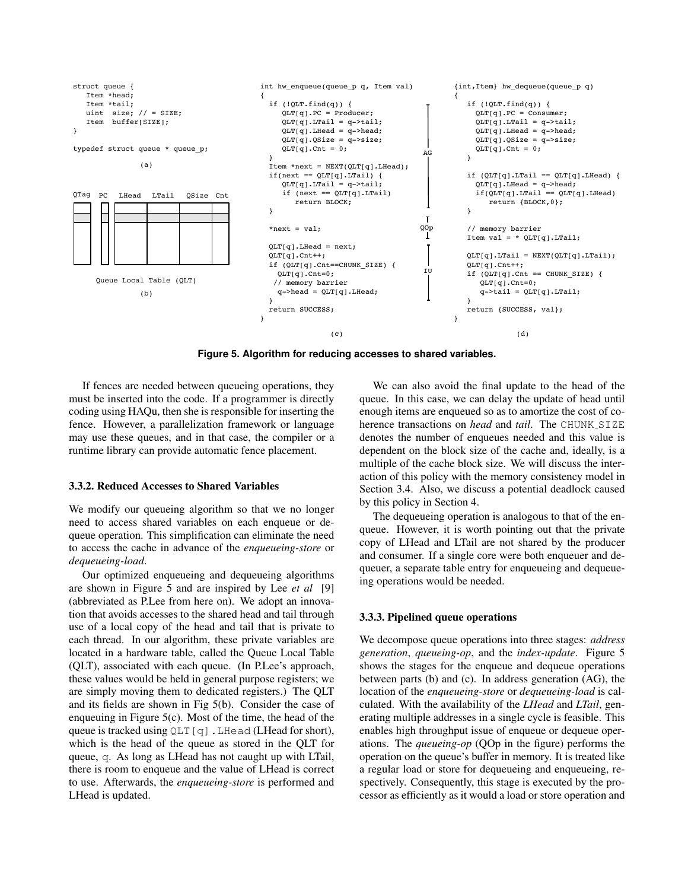```c
struct queue {
   Item *head;
   Item *tail;
   uint  size; // = SIZE;
   Item  buffer[SIZE];
}

typedef struct queue * queue_p;
```

(a)

| QTag | PC | LHead | LTail | QSize | Cnt |
|---|---|---|---|---|---|
| | | | | | |
| | | | | | |
| | | | | | |

Queue Local Table (QLT)

(b)

```c
int hw_enqueue(queue_p q, Item val)
{
  if (!QLT.find(q)) {                          // AG
     QLT[q].PC = Producer;
     QLT[q].LTail = q->tail;
     QLT[q].LHead = q->head;
     QLT[q].QSize = q->size;
     QLT[q].Cnt = 0;
  }
  Item *next = NEXT(QLT[q].LHead);
  if(next == QLT[q].LTail) {
     QLT[q].LTail = q->tail;
     if (next == QLT[q].LTail)
        return BLOCK;
  }

  *next = val;                                 // QOp

  QLT[q].LHead = next;                         // IU
  QLT[q].Cnt++;
  if (QLT[q].Cnt==CHUNK_SIZE) {
    QLT[q].Cnt=0;
   // memory barrier
    q->head = QLT[q].LHead;
  }
  return SUCCESS;
}
```

(c)

```c
{int,Item} hw_dequeue(queue_p q)
{
   if (!QLT.find(q)) {
     QLT[q].PC = Consumer;
     QLT[q].LTail = q->tail;
     QLT[q].LHead = q->head;
     QLT[q].QSize = q->size;
     QLT[q].Cnt = 0;
   }

   if (QLT[q].LTail == QLT[q].LHead) {
     QLT[q].LHead = q->head;
     if(QLT[q].LTail == QLT[q].LHead)
        return {BLOCK,0};
   }

   // memory barrier
   Item val = * QLT[q].LTail;

   QLT[q].LTail = NEXT(QLT[q].LTail);
   QLT[q].Cnt++;
   if (QLT[q].Cnt == CHUNK_SIZE) {
      QLT[q].Cnt=0;
      q->tail = QLT[q].LTail;
   }
   return {SUCCESS, val};
}
```

(d)

**Figure 5. Algorithm for reducing accesses to shared variables.**

If fences are needed between queueing operations, they must be inserted into the code. If a programmer is directly coding using HAQu, then she is responsible for inserting the fence. However, a parallelization framework or language may use these queues, and in that case, the compiler or a runtime library can provide automatic fence placement.

### 3.3.2. Reduced Accesses to Shared Variables

We modify our queueing algorithm so that we no longer need to access shared variables on each enqueue or dequeue operation. This simplification can eliminate the need to access the cache in advance of the *enqueueing-store* or *dequeueing-load*.

Our optimized enqueueing and dequeueing algorithms are shown in Figure 5 and are inspired by Lee *et al* [9] (abbreviated as P.Lee from here on). We adopt an innovation that avoids accesses to the shared head and tail through use of a local copy of the head and tail that is private to each thread. In our algorithm, these private variables are located in a hardware table, called the Queue Local Table (QLT), associated with each queue. (In P.Lee's approach, these values would be held in general purpose registers; we are simply moving them to dedicated registers.) The QLT and its fields are shown in Fig 5(b). Consider the case of enqueuing in Figure 5(c). Most of the time, the head of the queue is tracked using `QLT[q].LHead` (LHead for short), which is the head of the queue as stored in the QLT for queue, `q`. As long as LHead has not caught up with LTail, there is room to enqueue and the value of LHead is correct to use. Afterwards, the *enqueueing-store* is performed and LHead is updated.

We can also avoid the final update to the head of the queue. In this case, we can delay the update of head until enough items are enqueued so as to amortize the cost of coherence transactions on *head* and *tail*. The `CHUNK_SIZE` denotes the number of enqueues needed and this value is dependent on the block size of the cache and, ideally, is a multiple of the cache block size. We will discuss the interaction of this policy with the memory consistency model in Section 3.4. Also, we discuss a potential deadlock caused by this policy in Section 4.

The dequeueing operation is analogous to that of the enqueue. However, it is worth pointing out that the private copy of LHead and LTail are not shared by the producer and consumer. If a single core were both enqueuer and dequeuer, a separate table entry for enqueueing and dequeueing operations would be needed.

### 3.3.3. Pipelined queue operations

We decompose queue operations into three stages: *address generation*, *queueing-op*, and the *index-update*. Figure 5 shows the stages for the enqueue and dequeue operations between parts (b) and (c). In address generation (AG), the location of the *enqueueing-store* or *dequeueing-load* is calculated. With the availability of the *LHead* and *LTail*, generating multiple addresses in a single cycle is feasible. This enables high throughput issue of enqueue or dequeue operations. The *queueing-op* (QOp in the figure) performs the operation on the queue's buffer in memory. It is treated like a regular load or store for dequeueing and enqueueing, respectively. Consequently, this stage is executed by the processor as efficiently as it would a load or store operation and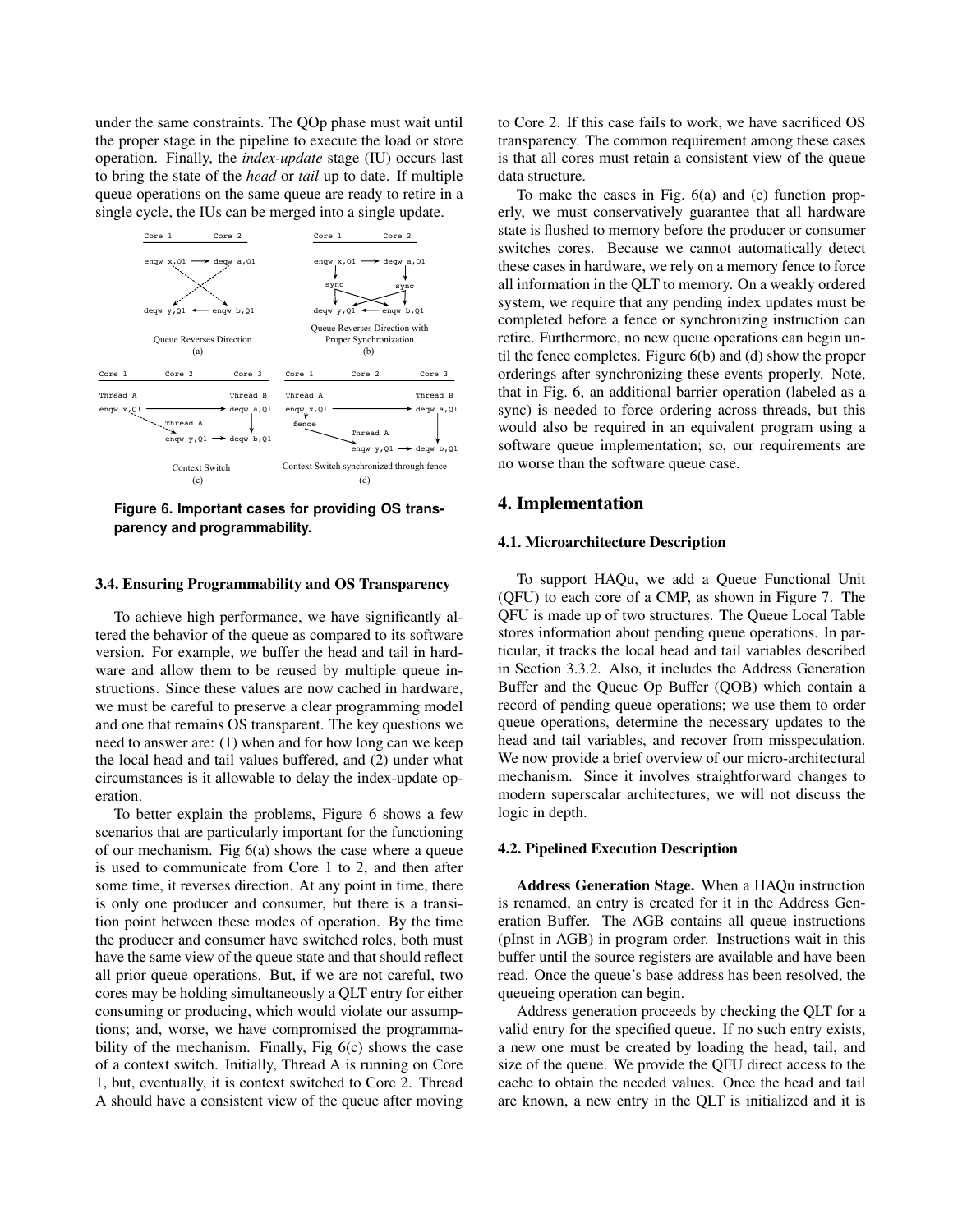under the same constraints. The QOp phase must wait until the proper stage in the pipeline to execute the load or store operation. Finally, the *index-update* stage (IU) occurs last to bring the state of the *head* or *tail* up to date. If multiple queue operations on the same queue are ready to retire in a single cycle, the IUs can be merged into a single update.

**Figure 6. Important cases for providing OS transparency and programmability.**

### 3.4. Ensuring Programmability and OS Transparency

To achieve high performance, we have significantly altered the behavior of the queue as compared to its software version. For example, we buffer the head and tail in hardware and allow them to be reused by multiple queue instructions. Since these values are now cached in hardware, we must be careful to preserve a clear programming model and one that remains OS transparent. The key questions we need to answer are: (1) when and for how long can we keep the local head and tail values buffered, and (2) under what circumstances is it allowable to delay the index-update operation.

To better explain the problems, Figure 6 shows a few scenarios that are particularly important for the functioning of our mechanism. Fig 6(a) shows the case where a queue is used to communicate from Core 1 to 2, and then after some time, it reverses direction. At any point in time, there is only one producer and consumer, but there is a transition point between these modes of operation. By the time the producer and consumer have switched roles, both must have the same view of the queue state and that should reflect all prior queue operations. But, if we are not careful, two cores may be holding simultaneously a QLT entry for either consuming or producing, which would violate our assumptions; and, worse, we have compromised the programmability of the mechanism. Finally, Fig 6(c) shows the case of a context switch. Initially, Thread A is running on Core 1, but, eventually, it is context switched to Core 2. Thread A should have a consistent view of the queue after moving to Core 2. If this case fails to work, we have sacrificed OS transparency. The common requirement among these cases is that all cores must retain a consistent view of the queue data structure.

To make the cases in Fig. 6(a) and (c) function properly, we must conservatively guarantee that all hardware state is flushed to memory before the producer or consumer switches cores. Because we cannot automatically detect these cases in hardware, we rely on a memory fence to force all information in the QLT to memory. On a weakly ordered system, we require that any pending index updates must be completed before a fence or synchronizing instruction can retire. Furthermore, no new queue operations can begin until the fence completes. Figure 6(b) and (d) show the proper orderings after synchronizing these events properly. Note, that in Fig. 6, an additional barrier operation (labeled as a sync) is needed to force ordering across threads, but this would also be required in an equivalent program using a software queue implementation; so, our requirements are no worse than the software queue case.

## 4. Implementation

### 4.1. Microarchitecture Description

To support HAQu, we add a Queue Functional Unit (QFU) to each core of a CMP, as shown in Figure 7. The QFU is made up of two structures. The Queue Local Table stores information about pending queue operations. In particular, it tracks the local head and tail variables described in Section 3.3.2. Also, it includes the Address Generation Buffer and the Queue Op Buffer (QOB) which contain a record of pending queue operations; we use them to order queue operations, determine the necessary updates to the head and tail variables, and recover from misspeculation. We now provide a brief overview of our micro-architectural mechanism. Since it involves straightforward changes to modern superscalar architectures, we will not discuss the logic in depth.

### 4.2. Pipelined Execution Description

**Address Generation Stage.** When a HAQu instruction is renamed, an entry is created for it in the Address Generation Buffer. The AGB contains all queue instructions (pInst in AGB) in program order. Instructions wait in this buffer until the source registers are available and have been read. Once the queue's base address has been resolved, the queueing operation can begin.

Address generation proceeds by checking the QLT for a valid entry for the specified queue. If no such entry exists, a new one must be created by loading the head, tail, and size of the queue. We provide the QFU direct access to the cache to obtain the needed values. Once the head and tail are known, a new entry in the QLT is initialized and it is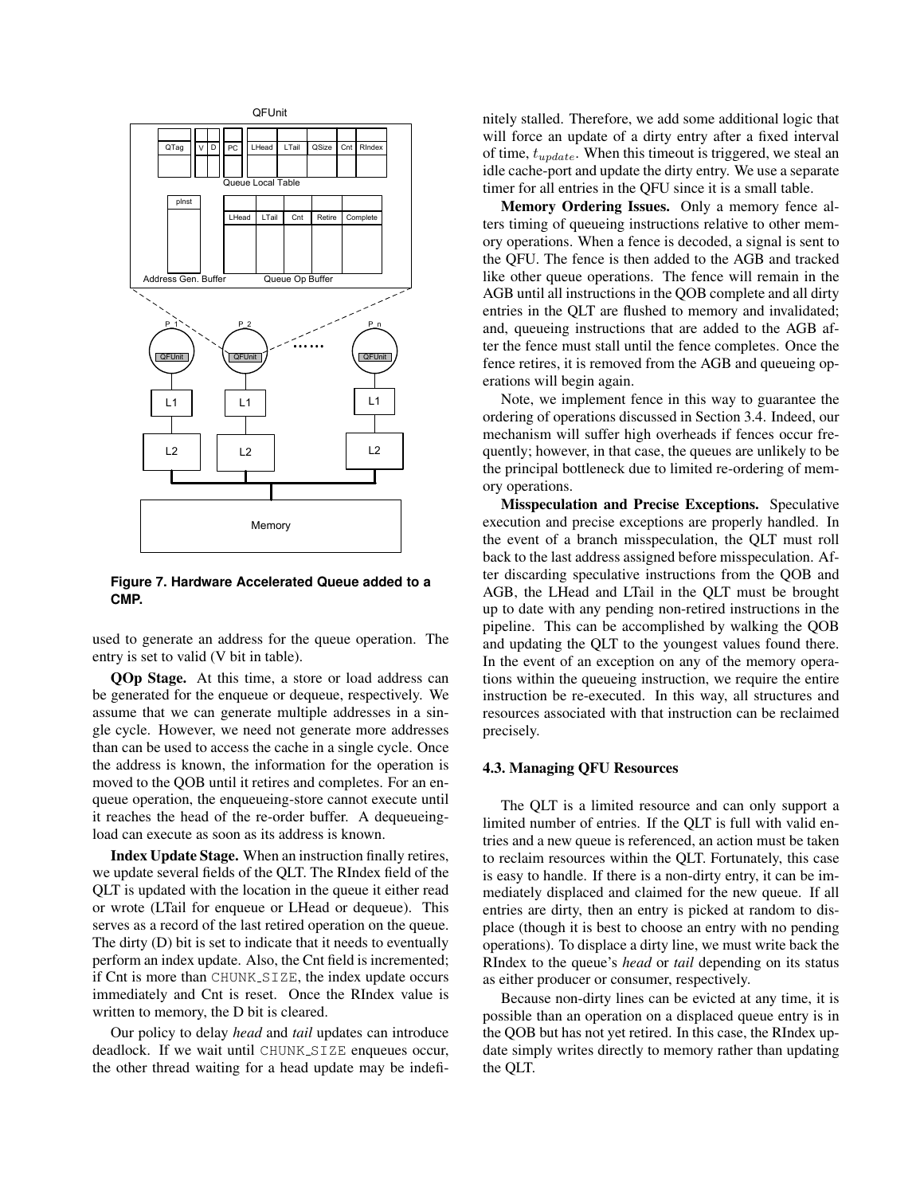**Figure 7. Hardware Accelerated Queue added to a CMP.**

used to generate an address for the queue operation. The entry is set to valid (V bit in table).

**QOp Stage.** At this time, a store or load address can be generated for the enqueue or dequeue, respectively. We assume that we can generate multiple addresses in a single cycle. However, we need not generate more addresses than can be used to access the cache in a single cycle. Once the address is known, the information for the operation is moved to the QOB until it retires and completes. For an enqueue operation, the enqueueing-store cannot execute until it reaches the head of the re-order buffer. A dequeueing-load can execute as soon as its address is known.

**Index Update Stage.** When an instruction finally retires, we update several fields of the QLT. The RIndex field of the QLT is updated with the location in the queue it either read or wrote (LTail for enqueue or LHead or dequeue). This serves as a record of the last retired operation on the queue. The dirty (D) bit is set to indicate that it needs to eventually perform an index update. Also, the Cnt field is incremented; if Cnt is more than CHUNK_SIZE, the index update occurs immediately and Cnt is reset. Once the RIndex value is written to memory, the D bit is cleared.

Our policy to delay *head* and *tail* updates can introduce deadlock. If we wait until CHUNK_SIZE enqueues occur, the other thread waiting for a head update may be indefinitely stalled. Therefore, we add some additional logic that will force an update of a dirty entry after a fixed interval of time, $t_{update}$. When this timeout is triggered, we steal an idle cache-port and update the dirty entry. We use a separate timer for all entries in the QFU since it is a small table.

**Memory Ordering Issues.** Only a memory fence alters timing of queueing instructions relative to other memory operations. When a fence is decoded, a signal is sent to the QFU. The fence is then added to the AGB and tracked like other queue operations. The fence will remain in the AGB until all instructions in the QOB complete and all dirty entries in the QLT are flushed to memory and invalidated; and, queueing instructions that are added to the AGB after the fence must stall until the fence completes. Once the fence retires, it is removed from the AGB and queueing operations will begin again.

Note, we implement fence in this way to guarantee the ordering of operations discussed in Section 3.4. Indeed, our mechanism will suffer high overheads if fences occur frequently; however, in that case, the queues are unlikely to be the principal bottleneck due to limited re-ordering of memory operations.

**Misspeculation and Precise Exceptions.** Speculative execution and precise exceptions are properly handled. In the event of a branch misspeculation, the QLT must roll back to the last address assigned before misspeculation. After discarding speculative instructions from the QOB and AGB, the LHead and LTail in the QLT must be brought up to date with any pending non-retired instructions in the pipeline. This can be accomplished by walking the QOB and updating the QLT to the youngest values found there. In the event of an exception on any of the memory operations within the queueing instruction, we require the entire instruction be re-executed. In this way, all structures and resources associated with that instruction can be reclaimed precisely.

### 4.3. Managing QFU Resources

The QLT is a limited resource and can only support a limited number of entries. If the QLT is full with valid entries and a new queue is referenced, an action must be taken to reclaim resources within the QLT. Fortunately, this case is easy to handle. If there is a non-dirty entry, it can be immediately displaced and claimed for the new queue. If all entries are dirty, then an entry is picked at random to displace (though it is best to choose an entry with no pending operations). To displace a dirty line, we must write back the RIndex to the queue's *head* or *tail* depending on its status as either producer or consumer, respectively.

Because non-dirty lines can be evicted at any time, it is possible than an operation on a displaced queue entry is in the QOB but has not yet retired. In this case, the RIndex update simply writes directly to memory rather than updating the QLT.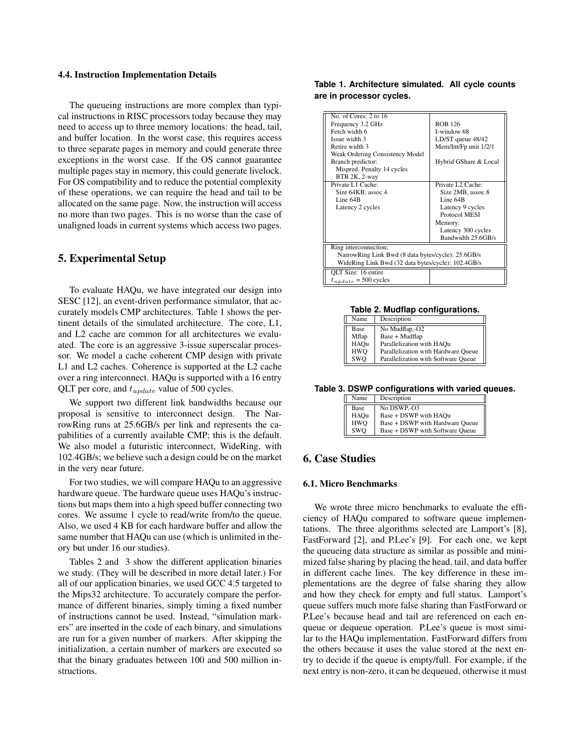### 4.4. Instruction Implementation Details

The queueing instructions are more complex than typical instructions in RISC processors today because they may need to access up to three memory locations: the head, tail, and buffer location. In the worst case, this requires access to three separate pages in memory and could generate three exceptions in the worst case. If the OS cannot guarantee multiple pages stay in memory, this could generate livelock. For OS compatibility and to reduce the potential complexity of these operations, we can require the head and tail to be allocated on the same page. Now, the instruction will access no more than two pages. This is no worse than the case of unaligned loads in current systems which access two pages.

## 5. Experimental Setup

To evaluate HAQu, we have integrated our design into SESC [12], an event-driven performance simulator, that accurately models CMP architectures. Table 1 shows the pertinent details of the simulated architecture. The core, L1, and L2 cache are common for all architectures we evaluated. The core is an aggressive 3-issue superscalar processor. We model a cache coherent CMP design with private L1 and L2 caches. Coherence is supported at the L2 cache over a ring interconnect. HAQu is supported with a 16 entry QLT per core, and $t_{update}$ value of 500 cycles.

We support two different link bandwidths because our proposal is sensitive to interconnect design. The NarrowRing runs at 25.6GB/s per link and represents the capabilities of a currently available CMP; this is the default. We also model a futuristic interconnect, WideRing, with 102.4GB/s; we believe such a design could be on the market in the very near future.

For two studies, we will compare HAQu to an aggressive hardware queue. The hardware queue uses HAQu's instructions but maps them into a high speed buffer connecting two cores. We assume 1 cycle to read/write from/to the queue. Also, we used 4 KB for each hardware buffer and allow the same number that HAQu can use (which is unlimited in theory but under 16 our studies).

Tables 2 and 3 show the different application binaries we study. (They will be described in more detail later.) For all of our application binaries, we used GCC 4.5 targeted to the Mips32 architecture. To accurately compare the performance of different binaries, simply timing a fixed number of instructions cannot be used. Instead, "simulation markers" are inserted in the code of each binary, and simulations are run for a given number of markers. After skipping the initialization, a certain number of markers are executed so that the binary graduates between 100 and 500 million instructions.

**Table 1. Architecture simulated. All cycle counts are in processor cycles.**

| | |
|---|---|
| No. of Cores: 2 to 16<br>Frequency 3.2 GHz<br>Fetch width 6<br>Issue width 3<br>Retire width 3<br>Weak Ordering Consistency Model<br>Branch predictor:<br>Mispred. Penalty 14 cycles<br>BTB 2K, 2-way | ROB 126<br>I-window 68<br>LD/ST queue 48/42<br>Mem/Int/Fp unit 1/2/1<br><br>Hybrid GShare & Local |
| Private L1 Cache:<br>Size 64KB, assoc 4<br>Line 64B<br>Latency 2 cycles | Private L2 Cache:<br>Size 2MB, assoc 8<br>Line 64B<br>Latency 9 cycles<br>Protocol MESI<br>Memory:<br>Latency 300 cycles<br>Bandwidth 25.6GB/s |
| Ring interconnection:<br>NarrowRing Link Bwd (8 data bytes/cycle): 25.6GB/s<br>WideRing Link Bwd (32 data bytes/cycle): 102.4GB/s | |
| QLT Size: 16 entire<br>$t_{update}$ = 500 cycles | |

**Table 2. Mudflap configurations.**

| Name | Description |
|---|---|
| Base | No Mudflap,-O2 |
| Mflap | Base + Mudflap |
| HAQu | Parallelization with HAQu |
| HWQ | Parallelization with Hardware Queue |
| SWQ | Parallelization with Software Queue |

**Table 3. DSWP configurations with varied queues.**

| Name | Description |
|---|---|
| Base | No DSWP,-O3 |
| HAQu | Base + DSWP with HAQu |
| HWQ | Base + DSWP with Hardware Queue |
| SWQ | Base + DSWP with Software Queue |

## 6. Case Studies

### 6.1. Micro Benchmarks

We wrote three micro benchmarks to evaluate the efficiency of HAQu compared to software queue implementations. The three algorithms selected are Lamport's [8], FastForward [2], and P.Lee's [9]. For each one, we kept the queueing data structure as similar as possible and minimized false sharing by placing the head, tail, and data buffer in different cache lines. The key difference in these implementations are the degree of false sharing they allow and how they check for empty and full status. Lamport's queue suffers much more false sharing than FastForward or P.Lee's because head and tail are referenced on each enqueue or dequeue operation. P.Lee's queue is most similar to the HAQu implementation. FastForward differs from the others because it uses the value stored at the next entry to decide if the queue is empty/full. For example, if the next entry is non-zero, it can be dequeued, otherwise it must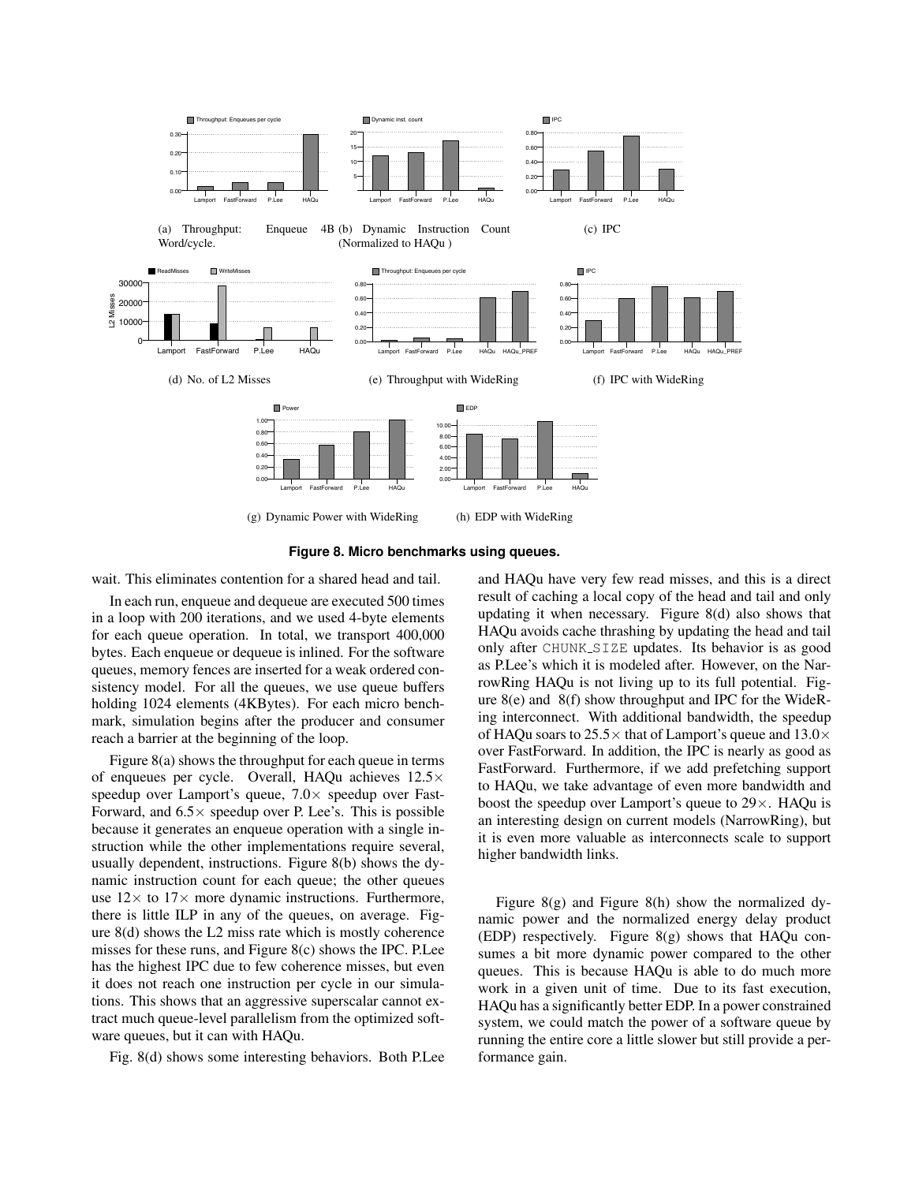(a) Throughput: Enqueue 4B Word/cycle.

(b) Dynamic Instruction Count (Normalized to HAQu )

(c) IPC

(d) No. of L2 Misses

(e) Throughput with WideRing

(f) IPC with WideRing

(g) Dynamic Power with WideRing

(h) EDP with WideRing

**Figure 8. Micro benchmarks using queues.**

wait. This eliminates contention for a shared head and tail.

In each run, enqueue and dequeue are executed 500 times in a loop with 200 iterations, and we used 4-byte elements for each queue operation. In total, we transport 400,000 bytes. Each enqueue or dequeue is inlined. For the software queues, memory fences are inserted for a weak ordered consistency model. For all the queues, we use queue buffers holding 1024 elements (4KBytes). For each micro benchmark, simulation begins after the producer and consumer reach a barrier at the beginning of the loop.

Figure 8(a) shows the throughput for each queue in terms of enqueues per cycle. Overall, HAQu achieves 12.5$\times$ speedup over Lamport's queue, 7.0$\times$ speedup over FastForward, and 6.5$\times$ speedup over P. Lee's. This is possible because it generates an enqueue operation with a single instruction while the other implementations require several, usually dependent, instructions. Figure 8(b) shows the dynamic instruction count for each queue; the other queues use 12$\times$ to 17$\times$ more dynamic instructions. Furthermore, there is little ILP in any of the queues, on average. Figure 8(d) shows the L2 miss rate which is mostly coherence misses for these runs, and Figure 8(c) shows the IPC. P.Lee has the highest IPC due to few coherence misses, but even it does not reach one instruction per cycle in our simulations. This shows that an aggressive superscalar cannot extract much queue-level parallelism from the optimized software queues, but it can with HAQu.

Fig. 8(d) shows some interesting behaviors. Both P.Lee and HAQu have very few read misses, and this is a direct result of caching a local copy of the head and tail and only updating it when necessary. Figure 8(d) also shows that HAQu avoids cache thrashing by updating the head and tail only after CHUNK_SIZE updates. Its behavior is as good as P.Lee's which it is modeled after. However, on the NarrowRing HAQu is not living up to its full potential. Figure 8(e) and 8(f) show throughput and IPC for the WideRing interconnect. With additional bandwidth, the speedup of HAQu soars to 25.5$\times$ that of Lamport's queue and 13.0$\times$ over FastForward. In addition, the IPC is nearly as good as FastForward. Furthermore, if we add prefetching support to HAQu, we take advantage of even more bandwidth and boost the speedup over Lamport's queue to 29$\times$. HAQu is an interesting design on current models (NarrowRing), but it is even more valuable as interconnects scale to support higher bandwidth links.

Figure 8(g) and Figure 8(h) show the normalized dynamic power and the normalized energy delay product (EDP) respectively. Figure 8(g) shows that HAQu consumes a bit more dynamic power compared to the other queues. This is because HAQu is able to do much more work in a given unit of time. Due to its fast execution, HAQu has a significantly better EDP. In a power constrained system, we could match the power of a software queue by running the entire core a little slower but still provide a performance gain.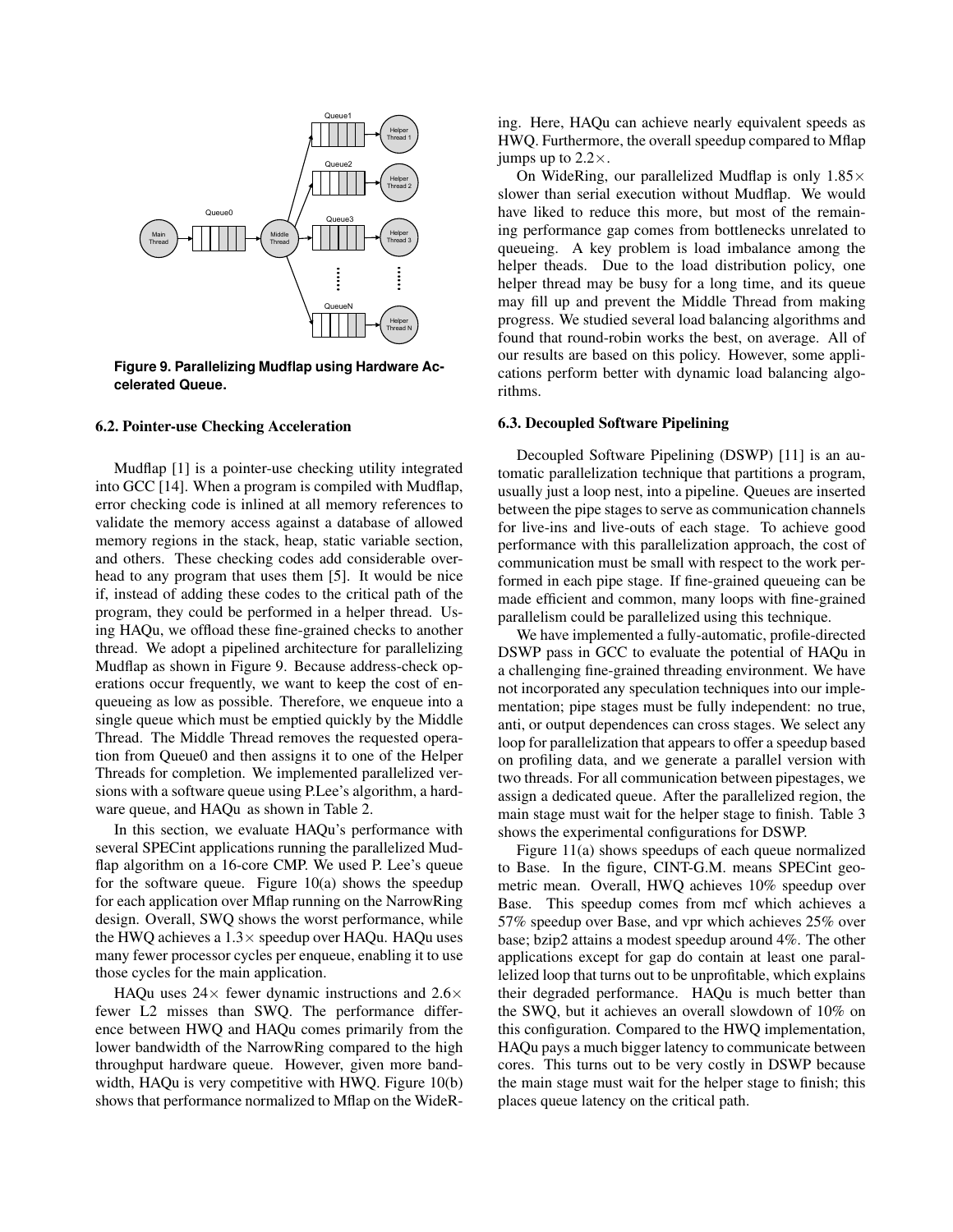Figure 9. Parallelizing Mudflap using Hardware Accelerated Queue.

### 6.2. Pointer-use Checking Acceleration

Mudflap [1] is a pointer-use checking utility integrated into GCC [14]. When a program is compiled with Mudflap, error checking code is inlined at all memory references to validate the memory access against a database of allowed memory regions in the stack, heap, static variable section, and others. These checking codes add considerable overhead to any program that uses them [5]. It would be nice if, instead of adding these codes to the critical path of the program, they could be performed in a helper thread. Using HAQu, we offload these fine-grained checks to another thread. We adopt a pipelined architecture for parallelizing Mudflap as shown in Figure 9. Because address-check operations occur frequently, we want to keep the cost of enqueueing as low as possible. Therefore, we enqueue into a single queue which must be emptied quickly by the Middle Thread. The Middle Thread removes the requested operation from Queue0 and then assigns it to one of the Helper Threads for completion. We implemented parallelized versions with a software queue using P.Lee's algorithm, a hardware queue, and HAQu as shown in Table 2.

In this section, we evaluate HAQu's performance with several SPECint applications running the parallelized Mudflap algorithm on a 16-core CMP. We used P. Lee's queue for the software queue. Figure 10(a) shows the speedup for each application over Mflap running on the NarrowRing design. Overall, SWQ shows the worst performance, while the HWQ achieves a 1.3× speedup over HAQu. HAQu uses many fewer processor cycles per enqueue, enabling it to use those cycles for the main application.

HAQu uses 24× fewer dynamic instructions and 2.6× fewer L2 misses than SWQ. The performance difference between HWQ and HAQu comes primarily from the lower bandwidth of the NarrowRing compared to the high throughput hardware queue. However, given more bandwidth, HAQu is very competitive with HWQ. Figure 10(b) shows that performance normalized to Mflap on the WideRing. Here, HAQu can achieve nearly equivalent speeds as HWQ. Furthermore, the overall speedup compared to Mflap jumps up to 2.2×.

On WideRing, our parallelized Mudflap is only 1.85× slower than serial execution without Mudflap. We would have liked to reduce this more, but most of the remaining performance gap comes from bottlenecks unrelated to queueing. A key problem is load imbalance among the helper theads. Due to the load distribution policy, one helper thread may be busy for a long time, and its queue may fill up and prevent the Middle Thread from making progress. We studied several load balancing algorithms and found that round-robin works the best, on average. All of our results are based on this policy. However, some applications perform better with dynamic load balancing algorithms.

### 6.3. Decoupled Software Pipelining

Decoupled Software Pipelining (DSWP) [11] is an automatic parallelization technique that partitions a program, usually just a loop nest, into a pipeline. Queues are inserted between the pipe stages to serve as communication channels for live-ins and live-outs of each stage. To achieve good performance with this parallelization approach, the cost of communication must be small with respect to the work performed in each pipe stage. If fine-grained queueing can be made efficient and common, many loops with fine-grained parallelism could be parallelized using this technique.

We have implemented a fully-automatic, profile-directed DSWP pass in GCC to evaluate the potential of HAQu in a challenging fine-grained threading environment. We have not incorporated any speculation techniques into our implementation; pipe stages must be fully independent: no true, anti, or output dependences can cross stages. We select any loop for parallelization that appears to offer a speedup based on profiling data, and we generate a parallel version with two threads. For all communication between pipestages, we assign a dedicated queue. After the parallelized region, the main stage must wait for the helper stage to finish. Table 3 shows the experimental configurations for DSWP.

Figure 11(a) shows speedups of each queue normalized to Base. In the figure, CINT-G.M. means SPECint geometric mean. Overall, HWQ achieves 10% speedup over Base. This speedup comes from mcf which achieves a 57% speedup over Base, and vpr which achieves 25% over base; bzip2 attains a modest speedup around 4%. The other applications except for gap do contain at least one parallelized loop that turns out to be unprofitable, which explains their degraded performance. HAQu is much better than the SWQ, but it achieves an overall slowdown of 10% on this configuration. Compared to the HWQ implementation, HAQu pays a much bigger latency to communicate between cores. This turns out to be very costly in DSWP because the main stage must wait for the helper stage to finish; this places queue latency on the critical path.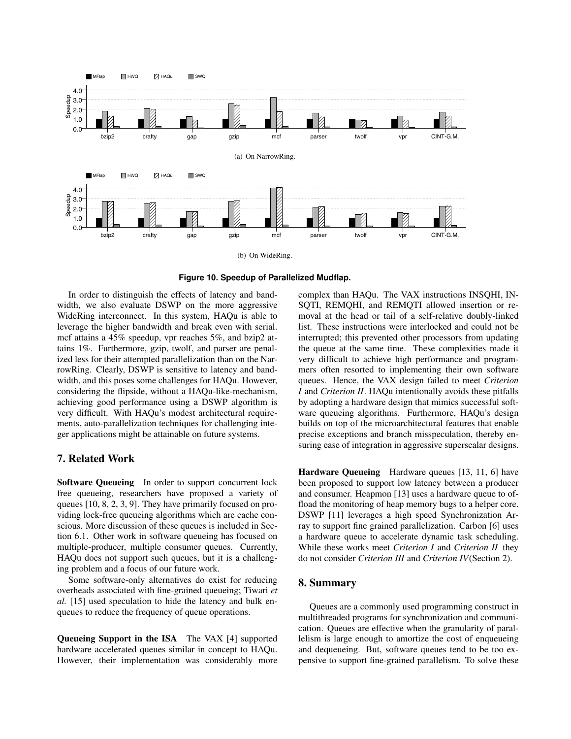(a) On NarrowRing.

(b) On WideRing.

**Figure 10. Speedup of Parallelized Mudflap.**

In order to distinguish the effects of latency and bandwidth, we also evaluate DSWP on the more aggressive WideRing interconnect. In this system, HAQu is able to leverage the higher bandwidth and break even with serial. mcf attains a 45% speedup, vpr reaches 5%, and bzip2 attains 1%. Furthermore, gzip, twolf, and parser are penalized less for their attempted parallelization than on the NarrowRing. Clearly, DSWP is sensitive to latency and bandwidth, and this poses some challenges for HAQu. However, considering the flipside, without a HAQu-like-mechanism, achieving good performance using a DSWP algorithm is very difficult. With HAQu's modest architectural requirements, auto-parallelization techniques for challenging integer applications might be attainable on future systems.

## 7. Related Work

**Software Queueing** In order to support concurrent lock free queueing, researchers have proposed a variety of queues [10, 8, 2, 3, 9]. They have primarily focused on providing lock-free queueing algorithms which are cache conscious. More discussion of these queues is included in Section 6.1. Other work in software queueing has focused on multiple-producer, multiple consumer queues. Currently, HAQu does not support such queues, but it is a challenging problem and a focus of our future work.

Some software-only alternatives do exist for reducing overheads associated with fine-grained queueing; Tiwari *et al.* [15] used speculation to hide the latency and bulk enqueues to reduce the frequency of queue operations.

**Queueing Support in the ISA** The VAX [4] supported hardware accelerated queues similar in concept to HAQu. However, their implementation was considerably more complex than HAQu. The VAX instructions INSQHI, INSQTI, REMQHI, and REMQTI allowed insertion or removal at the head or tail of a self-relative doubly-linked list. These instructions were interlocked and could not be interrupted; this prevented other processors from updating the queue at the same time. These complexities made it very difficult to achieve high performance and programmers often resorted to implementing their own software queues. Hence, the VAX design failed to meet *Criterion I* and *Criterion II*. HAQu intentionally avoids these pitfalls by adopting a hardware design that mimics successful software queueing algorithms. Furthermore, HAQu's design builds on top of the microarchitectural features that enable precise exceptions and branch misspeculation, thereby ensuring ease of integration in aggressive superscalar designs.

**Hardware Queueing** Hardware queues [13, 11, 6] have been proposed to support low latency between a producer and consumer. Heapmon [13] uses a hardware queue to offload the monitoring of heap memory bugs to a helper core. DSWP [11] leverages a high speed Synchronization Array to support fine grained parallelization. Carbon [6] uses a hardware queue to accelerate dynamic task scheduling. While these works meet *Criterion I* and *Criterion II* they do not consider *Criterion III* and *Criterion IV*(Section 2).

## 8. Summary

Queues are a commonly used programming construct in multithreaded programs for synchronization and communication. Queues are effective when the granularity of parallelism is large enough to amortize the cost of enqueueing and dequeueing. But, software queues tend to be too expensive to support fine-grained parallelism. To solve these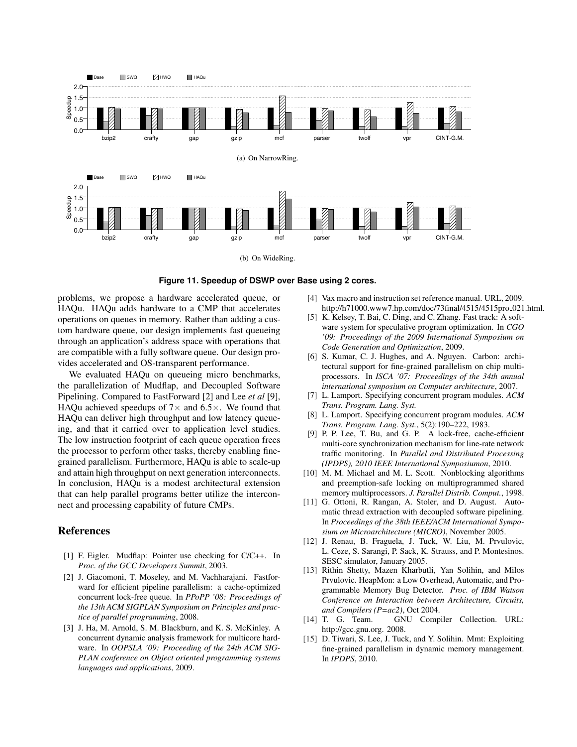Base SWQ HWQ HAQu

Speedup

2.0
1.5
1.0
0.5
0.0

bzip2 crafty gap gzip mcf parser twolf vpr CINT-G.M.

(a) On NarrowRing.

Base SWQ HWQ HAQu

Speedup

2.0
1.5
1.0
0.5
0.0

bzip2 crafty gap gzip mcf parser twolf vpr CINT-G.M.

(b) On WideRing.

**Figure 11. Speedup of DSWP over Base using 2 cores.**

problems, we propose a hardware accelerated queue, or HAQu. HAQu adds hardware to a CMP that accelerates operations on queues in memory. Rather than adding a custom hardware queue, our design implements fast queueing through an application's address space with operations that are compatible with a fully software queue. Our design provides accelerated and OS-transparent performance.

We evaluated HAQu on queueing micro benchmarks, the parallelization of Mudflap, and Decoupled Software Pipelining. Compared to FastForward [2] and Lee *et al* [9], HAQu achieved speedups of $7\times$ and $6.5\times$. We found that HAQu can deliver high throughput and low latency queueing, and that it carried over to application level studies. The low instruction footprint of each queue operation frees the processor to perform other tasks, thereby enabling fine-grained parallelism. Furthermore, HAQu is able to scale-up and attain high throughput on next generation interconnects. In conclusion, HAQu is a modest architectural extension that can help parallel programs better utilize the interconnect and processing capability of future CMPs.

## References

[1] F. Eigler. Mudflap: Pointer use checking for C/C++. In *Proc. of the GCC Developers Summit*, 2003.

[2] J. Giacomoni, T. Moseley, and M. Vachharajani. Fastforward for efficient pipeline parallelism: a cache-optimized concurrent lock-free queue. In *PPoPP '08: Proceedings of the 13th ACM SIGPLAN Symposium on Principles and practice of parallel programming*, 2008.

[3] J. Ha, M. Arnold, S. M. Blackburn, and K. S. McKinley. A concurrent dynamic analysis framework for multicore hardware. In *OOPSLA '09: Proceeding of the 24th ACM SIGPLAN conference on Object oriented programming systems languages and applications*, 2009.

[4] Vax macro and instruction set reference manual. URL, 2009. http://h71000.www7.hp.com/doc/73final/4515/4515pro_021.html.

[5] K. Kelsey, T. Bai, C. Ding, and C. Zhang. Fast track: A software system for speculative program optimization. In *CGO '09: Proceedings of the 2009 International Symposium on Code Generation and Optimization*, 2009.

[6] S. Kumar, C. J. Hughes, and A. Nguyen. Carbon: architectural support for fine-grained parallelism on chip multiprocessors. In *ISCA '07: Proceedings of the 34th annual international symposium on Computer architecture*, 2007.

[7] L. Lamport. Specifying concurrent program modules. *ACM Trans. Program. Lang. Syst.*

[8] L. Lamport. Specifying concurrent program modules. *ACM Trans. Program. Lang. Syst.*, 5(2):190–222, 1983.

[9] P. P. Lee, T. Bu, and G. P. A lock-free, cache-efficient multi-core synchronization mechanism for line-rate network traffic monitoring. In *Parallel and Distributed Processing (IPDPS), 2010 IEEE International Symposiumon*, 2010.

[10] M. M. Michael and M. L. Scott. Nonblocking algorithms and preemption-safe locking on multiprogrammed shared memory multiprocessors. *J. Parallel Distrib. Comput.*, 1998.

[11] G. Ottoni, R. Rangan, A. Stoler, and D. August. Automatic thread extraction with decoupled software pipelining. In *Proceedings of the 38th IEEE/ACM International Symposium on Microarchitecture (MICRO)*, November 2005.

[12] J. Renau, B. Fraguela, J. Tuck, W. Liu, M. Prvulovic, L. Ceze, S. Sarangi, P. Sack, K. Strauss, and P. Montesinos. SESC simulator, January 2005.

[13] Rithin Shetty, Mazen Kharbutli, Yan Solihin, and Milos Prvulovic. HeapMon: a Low Overhead, Automatic, and Programmable Memory Bug Detector. *Proc. of IBM Watson Conference on Interaction between Architecture, Circuits, and Compilers (P=ac2)*, Oct 2004.

[14] T. G. Team. GNU Compiler Collection. URL: http://gcc.gnu.org. 2008.

[15] D. Tiwari, S. Lee, J. Tuck, and Y. Solihin. Mmt: Exploiting fine-grained parallelism in dynamic memory management. In *IPDPS*, 2010.